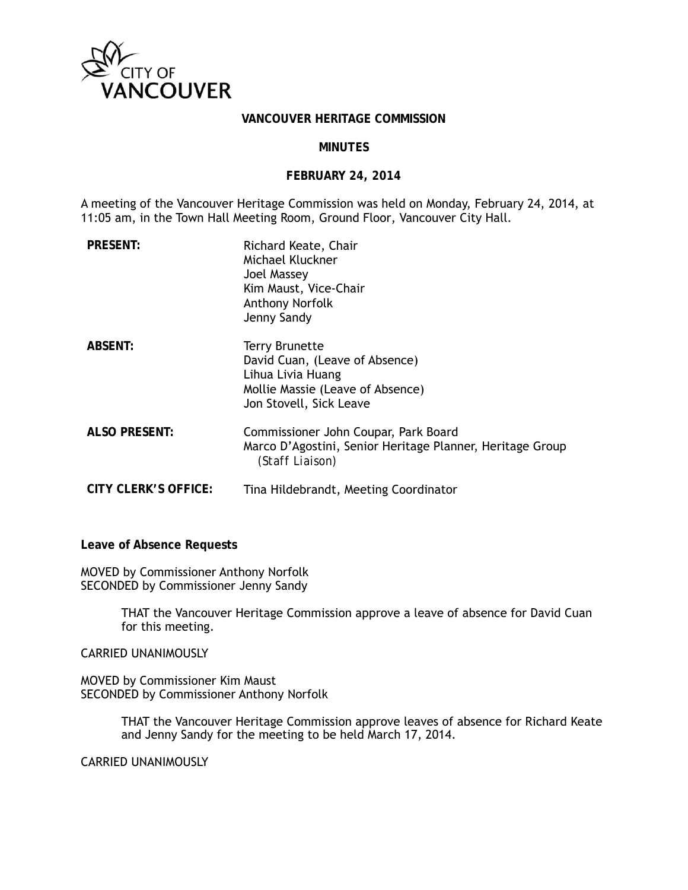# VANCOUVER HERITAGE COMMISSION

## MINUTES

### FEBRUARY 24, 2014

A meeting of the Vancouver Heritage Commission was held on Monday, February 24, 2014, at 11:05 am, in the Town Hall Meeting Room, Ground Floor, Vancouver City Hall.

| | |
|---|---|
| **PRESENT:** | Richard Keate, Chair<br>Michael Kluckner<br>Joel Massey<br>Kim Maust, Vice-Chair<br>Anthony Norfolk<br>Jenny Sandy |
| **ABSENT:** | Terry Brunette<br>David Cuan, (Leave of Absence)<br>Lihua Livia Huang<br>Mollie Massie (Leave of Absence)<br>Jon Stovell, Sick Leave |
| **ALSO PRESENT:** | Commissioner John Coupar, Park Board<br>Marco D'Agostini, Senior Heritage Planner, Heritage Group *(Staff Liaison)* |
| **CITY CLERK'S OFFICE:** | Tina Hildebrandt, Meeting Coordinator |

**Leave of Absence Requests**

MOVED by Commissioner Anthony Norfolk
SECONDED by Commissioner Jenny Sandy

> THAT the Vancouver Heritage Commission approve a leave of absence for David Cuan for this meeting.

CARRIED UNANIMOUSLY

MOVED by Commissioner Kim Maust
SECONDED by Commissioner Anthony Norfolk

> THAT the Vancouver Heritage Commission approve leaves of absence for Richard Keate and Jenny Sandy for the meeting to be held March 17, 2014.

CARRIED UNANIMOUSLY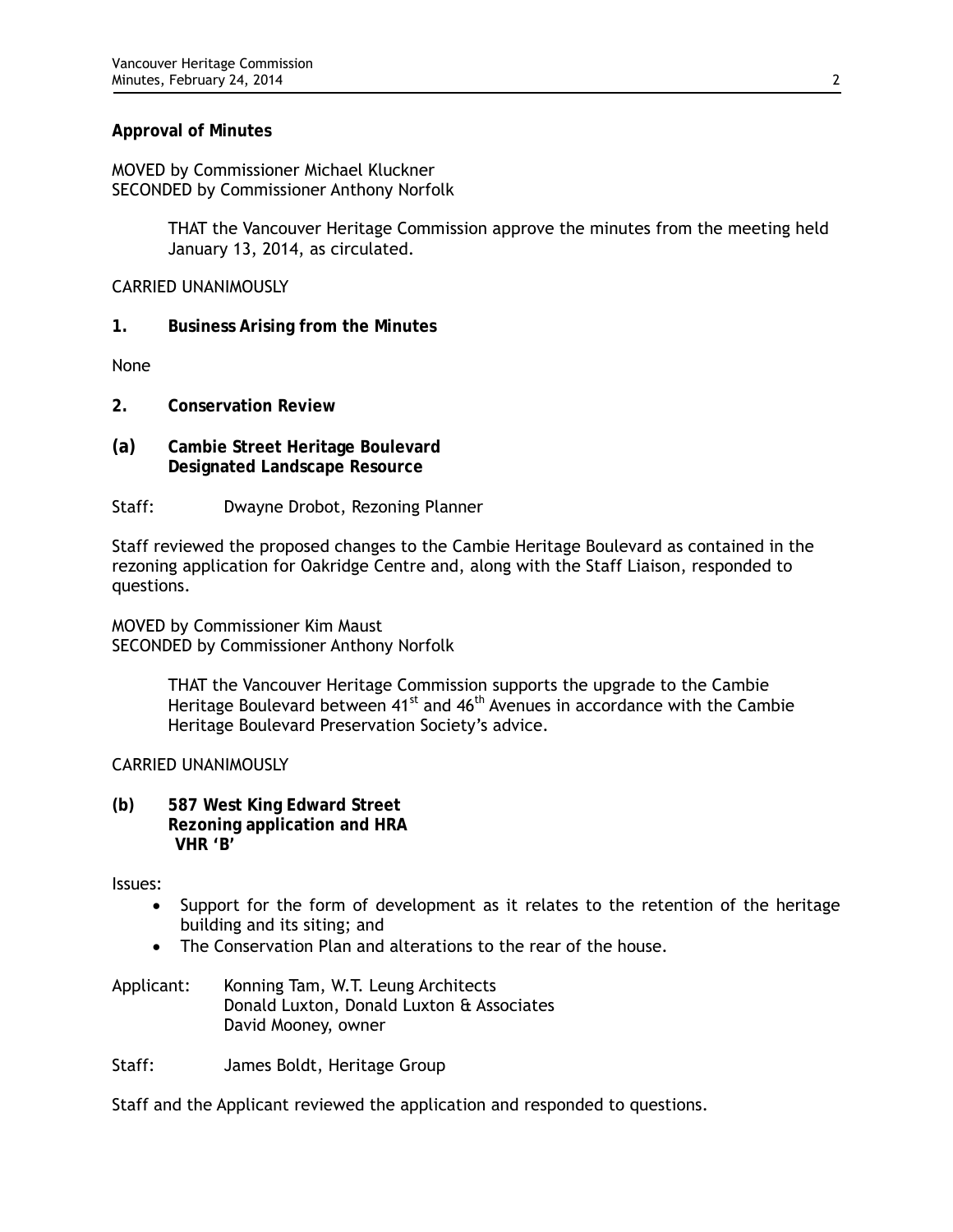**Approval of Minutes**

MOVED by Commissioner Michael Kluckner
SECONDED by Commissioner Anthony Norfolk

> THAT the Vancouver Heritage Commission approve the minutes from the meeting held January 13, 2014, as circulated.

CARRIED UNANIMOUSLY

**1. Business Arising from the Minutes**

None

**2. Conservation Review**

**(a) Cambie Street Heritage Boulevard**
**Designated Landscape Resource**

Staff: Dwayne Drobot, Rezoning Planner

Staff reviewed the proposed changes to the Cambie Heritage Boulevard as contained in the rezoning application for Oakridge Centre and, along with the Staff Liaison, responded to questions.

MOVED by Commissioner Kim Maust
SECONDED by Commissioner Anthony Norfolk

> THAT the Vancouver Heritage Commission supports the upgrade to the Cambie Heritage Boulevard between 41st and 46th Avenues in accordance with the Cambie Heritage Boulevard Preservation Society's advice.

CARRIED UNANIMOUSLY

**(b) 587 West King Edward Street**
**Rezoning application and HRA**
**VHR 'B'**

Issues:

- Support for the form of development as it relates to the retention of the heritage building and its siting; and
- The Conservation Plan and alterations to the rear of the house.

Applicant: Konning Tam, W.T. Leung Architects
Donald Luxton, Donald Luxton & Associates
David Mooney, owner

Staff: James Boldt, Heritage Group

Staff and the Applicant reviewed the application and responded to questions.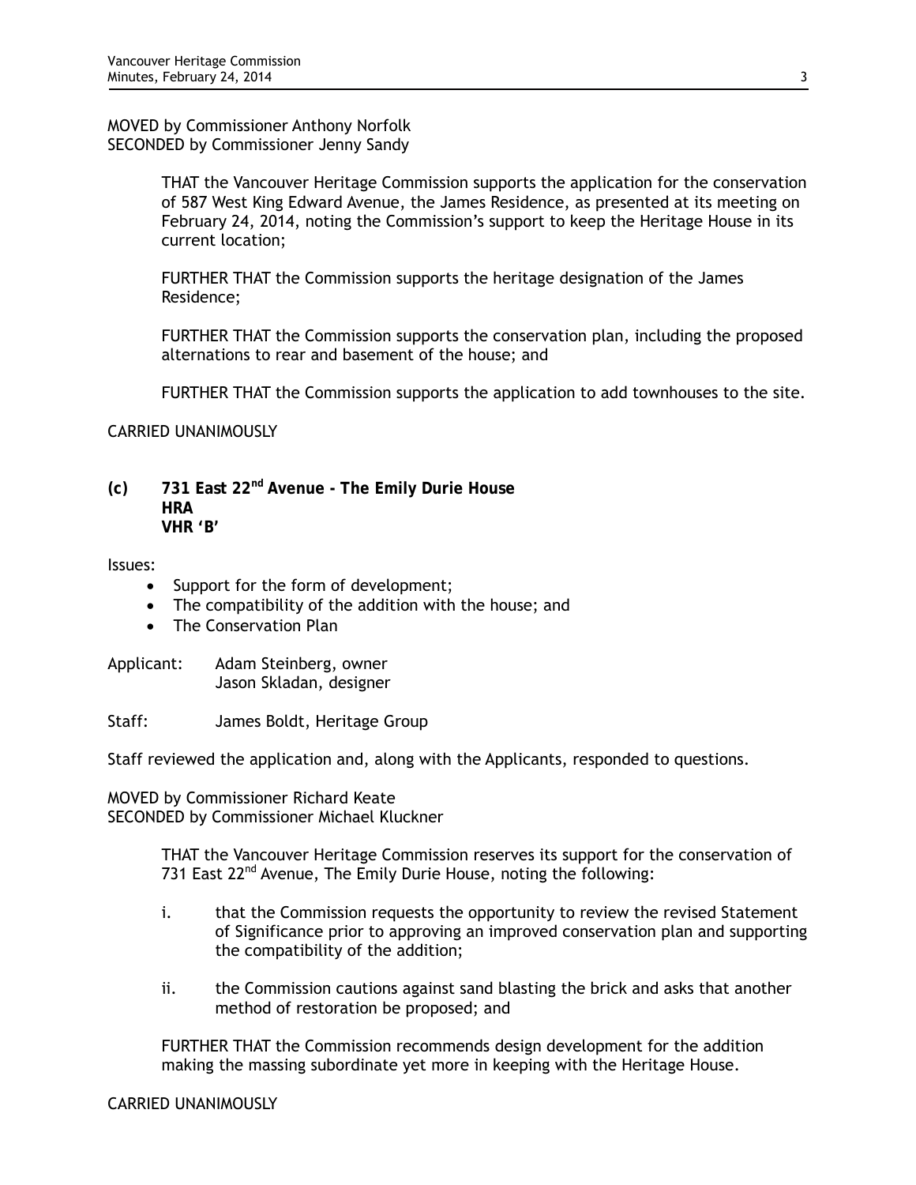MOVED by Commissioner Anthony Norfolk
SECONDED by Commissioner Jenny Sandy

> THAT the Vancouver Heritage Commission supports the application for the conservation of 587 West King Edward Avenue, the James Residence, as presented at its meeting on February 24, 2014, noting the Commission's support to keep the Heritage House in its current location;
>
> FURTHER THAT the Commission supports the heritage designation of the James Residence;
>
> FURTHER THAT the Commission supports the conservation plan, including the proposed alternations to rear and basement of the house; and
>
> FURTHER THAT the Commission supports the application to add townhouses to the site.

CARRIED UNANIMOUSLY

### (c) 731 East 22nd Avenue - The Emily Durie House
**HRA**
**VHR 'B'**

Issues:

- Support for the form of development;
- The compatibility of the addition with the house; and
- The Conservation Plan

Applicant: Adam Steinberg, owner
Jason Skladan, designer

Staff: James Boldt, Heritage Group

Staff reviewed the application and, along with the Applicants, responded to questions.

MOVED by Commissioner Richard Keate
SECONDED by Commissioner Michael Kluckner

> THAT the Vancouver Heritage Commission reserves its support for the conservation of 731 East 22nd Avenue, The Emily Durie House, noting the following:
>
> i. that the Commission requests the opportunity to review the revised Statement of Significance prior to approving an improved conservation plan and supporting the compatibility of the addition;
>
> ii. the Commission cautions against sand blasting the brick and asks that another method of restoration be proposed; and
>
> FURTHER THAT the Commission recommends design development for the addition making the massing subordinate yet more in keeping with the Heritage House.

CARRIED UNANIMOUSLY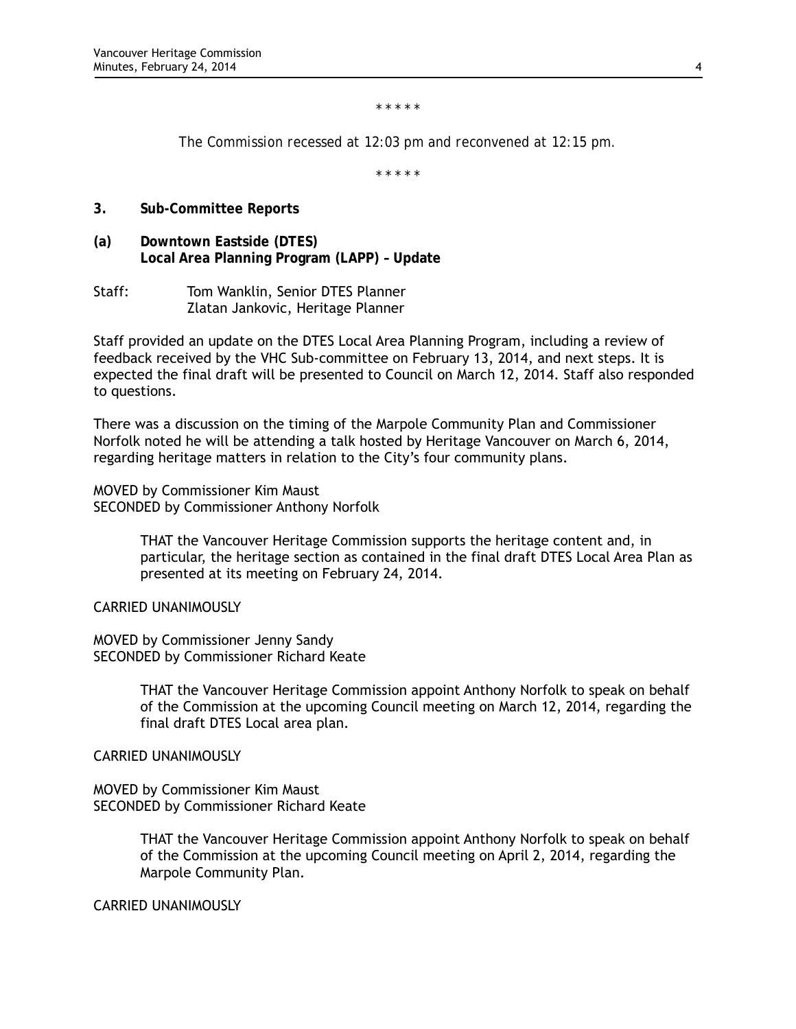\* \* \* \* \*

*The Commission recessed at 12:03 pm and reconvened at 12:15 pm.*

\* \* \* \* \*

## 3. Sub-Committee Reports

### (a) Downtown Eastside (DTES) Local Area Planning Program (LAPP) – Update

Staff: Tom Wanklin, Senior DTES Planner
Zlatan Jankovic, Heritage Planner

Staff provided an update on the DTES Local Area Planning Program, including a review of feedback received by the VHC Sub-committee on February 13, 2014, and next steps. It is expected the final draft will be presented to Council on March 12, 2014. Staff also responded to questions.

There was a discussion on the timing of the Marpole Community Plan and Commissioner Norfolk noted he will be attending a talk hosted by Heritage Vancouver on March 6, 2014, regarding heritage matters in relation to the City's four community plans.

MOVED by Commissioner Kim Maust
SECONDED by Commissioner Anthony Norfolk

> THAT the Vancouver Heritage Commission supports the heritage content and, in particular, the heritage section as contained in the final draft DTES Local Area Plan as presented at its meeting on February 24, 2014.

CARRIED UNANIMOUSLY

MOVED by Commissioner Jenny Sandy
SECONDED by Commissioner Richard Keate

> THAT the Vancouver Heritage Commission appoint Anthony Norfolk to speak on behalf of the Commission at the upcoming Council meeting on March 12, 2014, regarding the final draft DTES Local area plan.

CARRIED UNANIMOUSLY

MOVED by Commissioner Kim Maust
SECONDED by Commissioner Richard Keate

> THAT the Vancouver Heritage Commission appoint Anthony Norfolk to speak on behalf of the Commission at the upcoming Council meeting on April 2, 2014, regarding the Marpole Community Plan.

CARRIED UNANIMOUSLY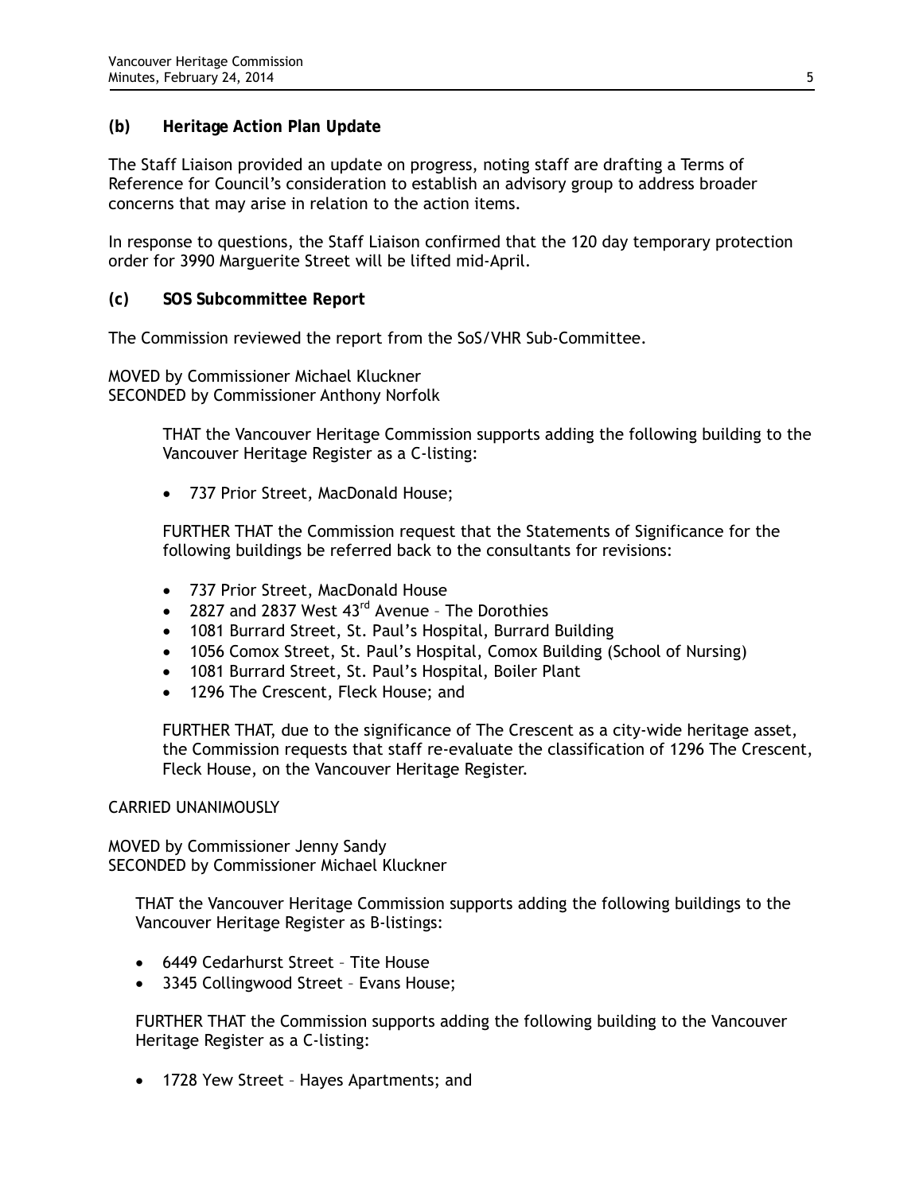### (b) Heritage Action Plan Update

The Staff Liaison provided an update on progress, noting staff are drafting a Terms of Reference for Council's consideration to establish an advisory group to address broader concerns that may arise in relation to the action items.

In response to questions, the Staff Liaison confirmed that the 120 day temporary protection order for 3990 Marguerite Street will be lifted mid-April.

### (c) SOS Subcommittee Report

The Commission reviewed the report from the SoS/VHR Sub-Committee.

MOVED by Commissioner Michael Kluckner
SECONDED by Commissioner Anthony Norfolk

> THAT the Vancouver Heritage Commission supports adding the following building to the Vancouver Heritage Register as a C-listing:
>
> - 737 Prior Street, MacDonald House;
>
> FURTHER THAT the Commission request that the Statements of Significance for the following buildings be referred back to the consultants for revisions:
>
> - 737 Prior Street, MacDonald House
> - 2827 and 2837 West 43rd Avenue – The Dorothies
> - 1081 Burrard Street, St. Paul's Hospital, Burrard Building
> - 1056 Comox Street, St. Paul's Hospital, Comox Building (School of Nursing)
> - 1081 Burrard Street, St. Paul's Hospital, Boiler Plant
> - 1296 The Crescent, Fleck House; and
>
> FURTHER THAT, due to the significance of The Crescent as a city-wide heritage asset, the Commission requests that staff re-evaluate the classification of 1296 The Crescent, Fleck House, on the Vancouver Heritage Register.

CARRIED UNANIMOUSLY

MOVED by Commissioner Jenny Sandy
SECONDED by Commissioner Michael Kluckner

> THAT the Vancouver Heritage Commission supports adding the following buildings to the Vancouver Heritage Register as B-listings:
>
> - 6449 Cedarhurst Street – Tite House
> - 3345 Collingwood Street – Evans House;
>
> FURTHER THAT the Commission supports adding the following building to the Vancouver Heritage Register as a C-listing:
>
> - 1728 Yew Street – Hayes Apartments; and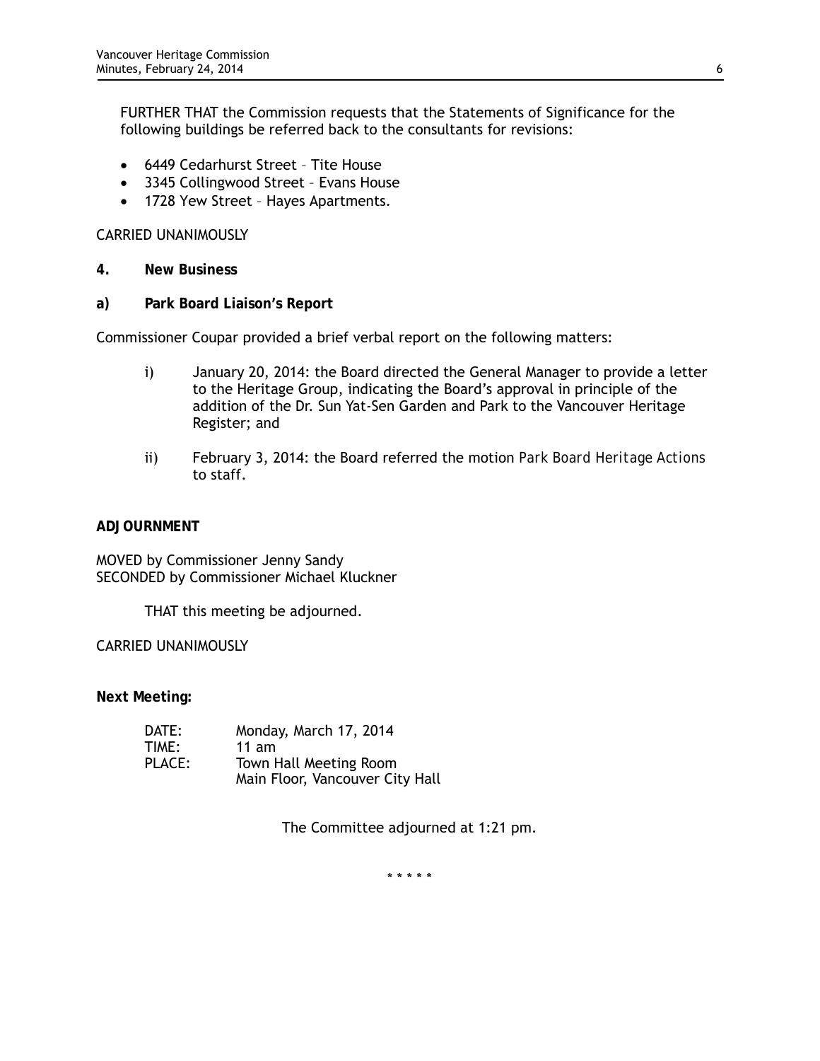FURTHER THAT the Commission requests that the Statements of Significance for the following buildings be referred back to the consultants for revisions:

- 6449 Cedarhurst Street – Tite House
- 3345 Collingwood Street – Evans House
- 1728 Yew Street – Hayes Apartments.

CARRIED UNANIMOUSLY

**4. New Business**

**a) Park Board Liaison's Report**

Commissioner Coupar provided a brief verbal report on the following matters:

i) January 20, 2014: the Board directed the General Manager to provide a letter to the Heritage Group, indicating the Board's approval in principle of the addition of the Dr. Sun Yat-Sen Garden and Park to the Vancouver Heritage Register; and

ii) February 3, 2014: the Board referred the motion *Park Board Heritage Actions* to staff.

**ADJOURNMENT**

MOVED by Commissioner Jenny Sandy
SECONDED by Commissioner Michael Kluckner

THAT this meeting be adjourned.

CARRIED UNANIMOUSLY

**Next Meeting:**

| | |
|---|---|
| DATE: | Monday, March 17, 2014 |
| TIME: | 11 am |
| PLACE: | Town Hall Meeting Room<br>Main Floor, Vancouver City Hall |

The Committee adjourned at 1:21 pm.

\* \* \* \* \*